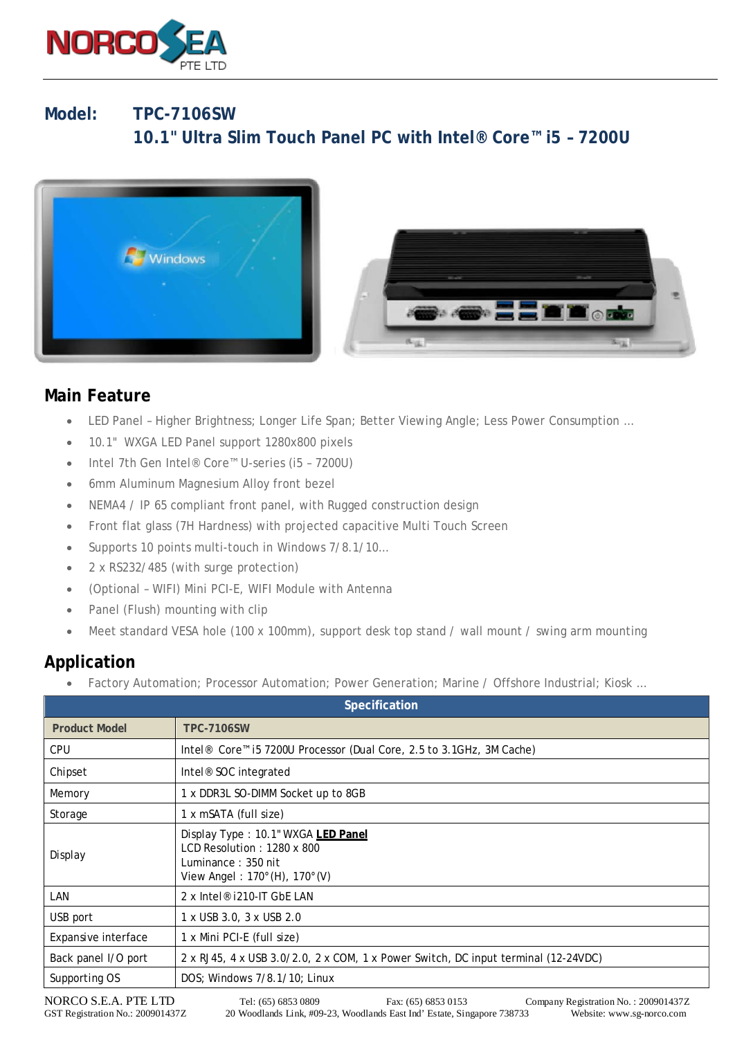# Model: TPC-7106SW

## 10.1" Ultra Slim Touch Panel PC with Intel® Core™ i5 – 7200U

## Main Feature

- LED Panel – Higher Brightness; Longer Life Span; Better Viewing Angle; Less Power Consumption …
- 10.1" WXGA LED Panel support 1280x800 pixels
- Intel 7th Gen Intel® Core™ U-series (i5 – 7200U)
- 6mm Aluminum Magnesium Alloy front bezel
- NEMA4 / IP 65 compliant front panel, with Rugged construction design
- Front flat glass (7H Hardness) with projected capacitive Multi Touch Screen
- Supports 10 points multi-touch in Windows 7/8.1/10…
- 2 x RS232/485 (with surge protection)
- (Optional – WIFI) Mini PCI-E, WIFI Module with Antenna
- Panel (Flush) mounting with clip
- Meet standard VESA hole (100 x 100mm), support desk top stand / wall mount / swing arm mounting

## Application

- Factory Automation; Processor Automation; Power Generation; Marine / Offshore Industrial; Kiosk …

| Specification | |
|---|---|
| **Product Model** | **TPC-7106SW** |
| CPU | Intel® Core™ i5 7200U Processor (Dual Core, 2.5 to 3.1GHz, 3M Cache) |
| Chipset | Intel® SOC integrated |
| Memory | 1 x DDR3L SO-DIMM Socket up to 8GB |
| Storage | 1 x mSATA (full size) |
| Display | Display Type : 10.1" WXGA **LED Panel**<br>LCD Resolution : 1280 x 800<br>Luminance : 350 nit<br>View Angel : 170°(H), 170°(V) |
| LAN | 2 x Intel® i210-IT GbE LAN |
| USB port | 1 x USB 3.0, 3 x USB 2.0 |
| Expansive interface | 1 x Mini PCI-E (full size) |
| Back panel I/O port | 2 x RJ45, 4 x USB 3.0/2.0, 2 x COM, 1 x Power Switch, DC input terminal (12-24VDC) |
| Supporting OS | DOS; Windows 7/8.1/10; Linux |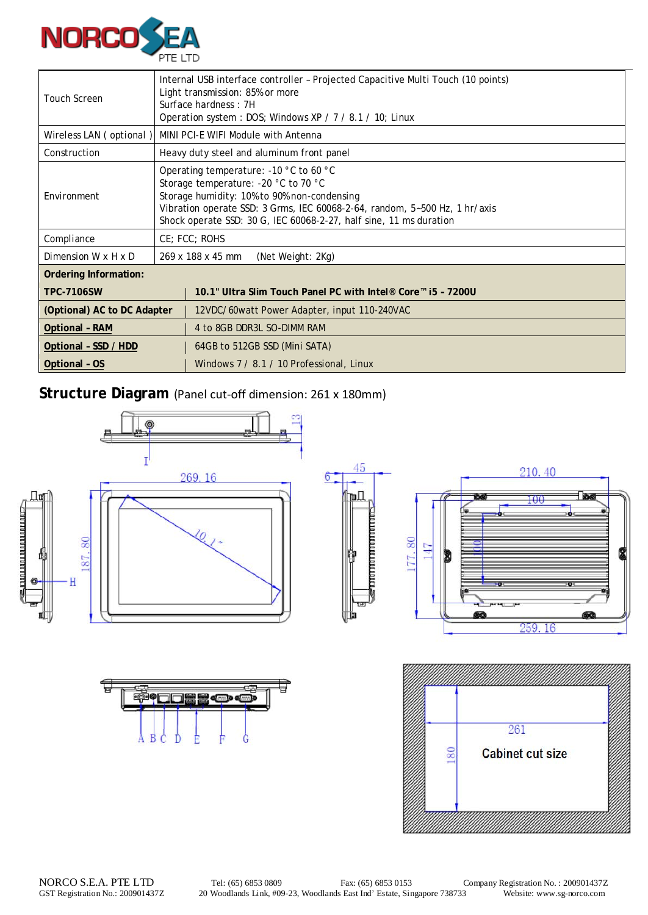| | |
|---|---|
| Touch Screen | Internal USB interface controller – Projected Capacitive Multi Touch (10 points)<br>Light transmission: 85% or more<br>Surface hardness : 7H<br>Operation system : DOS; Windows XP / 7 / 8.1 / 10; Linux |
| Wireless LAN ( optional ) | MINI PCI-E WIFI Module with Antenna |
| Construction | Heavy duty steel and aluminum front panel |
| Environment | Operating temperature: -10 °C to 60 °C<br>Storage temperature: -20 °C to 70 °C<br>Storage humidity: 10% to 90% non-condensing<br>Vibration operate SSD: 3 Grms, IEC 60068-2-64, random, 5~500 Hz, 1 hr/axis<br>Shock operate SSD: 30 G, IEC 60068-2-27, half sine, 11 ms duration |
| Compliance | CE; FCC; ROHS |
| Dimension W x H x D | 269 x 188 x 45 mm (Net Weight: 2Kg) |

| **Ordering Information:** | |
|---|---|
| **TPC-7106SW** | **10.1" Ultra Slim Touch Panel PC with Intel® Core™ i5 - 7200U** |
| **(Optional) AC to DC Adapter** | 12VDC/60watt Power Adapter, input 110-240VAC |
| **Optional - RAM** | 4 to 8GB DDR3L SO-DIMM RAM |
| **Optional - SSD / HDD** | 64GB to 512GB SSD (Mini SATA) |
| **Optional - OS** | Windows 7 / 8.1 / 10 Professional, Linux |

## Structure Diagram (Panel cut-off dimension: 261 x 180mm)

13
I
269.16
10.1"
187.80
H
45
6
210.40
100
100
177.80
147
259.16

A B C D E F G

261
180
Cabinet cut size